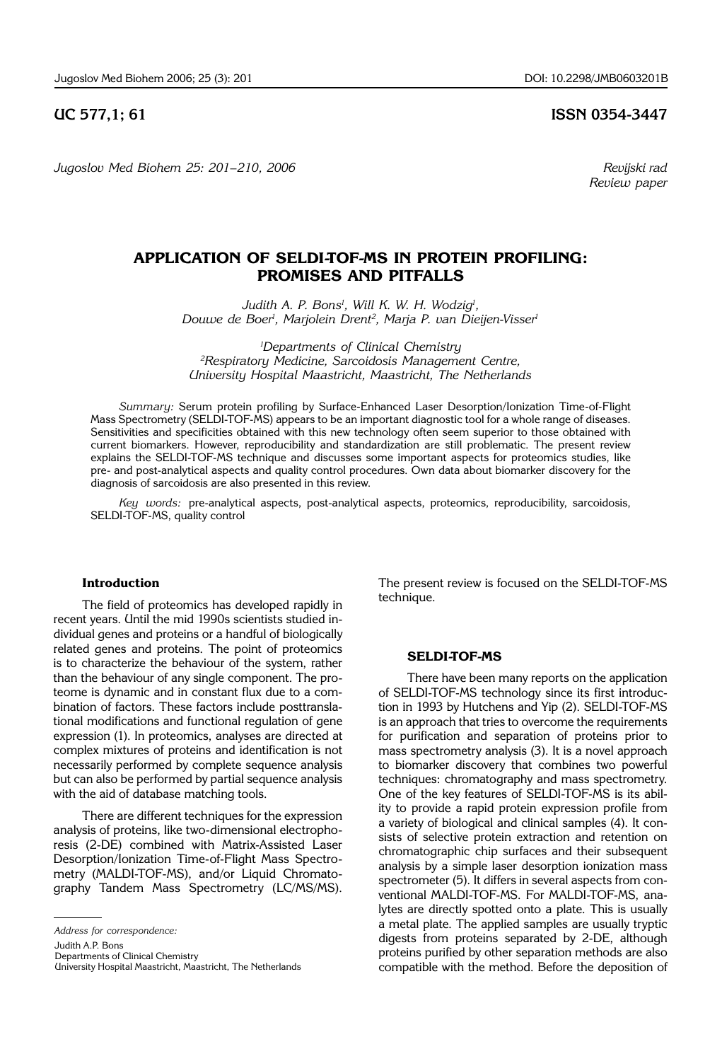UC 577,1; 61

ISSN 0354-3447

*Revijski rad*
*Review paper*

# APPLICATION OF SELDI-TOF-MS IN PROTEIN PROFILING: PROMISES AND PITFALLS

*Judith A. P. Bons[1], Will K. W. H. Wodzig[1], Douwe de Boer[1], Marjolein Drent[2], Marja P. van Dieijen-Visser[1]*

[1]Departments of Clinical Chemistry
[2]Respiratory Medicine, Sarcoidosis Management Centre, University Hospital Maastricht, Maastricht, The Netherlands

*Summary:* Serum protein profiling by Surface-Enhanced Laser Desorption/Ionization Time-of-Flight Mass Spectrometry (SELDI-TOF-MS) appears to be an important diagnostic tool for a whole range of diseases. Sensitivities and specificities obtained with this new technology often seem superior to those obtained with current biomarkers. However, reproducibility and standardization are still problematic. The present review explains the SELDI-TOF-MS technique and discusses some important aspects for proteomics studies, like pre- and post-analytical aspects and quality control procedures. Own data about biomarker discovery for the diagnosis of sarcoidosis are also presented in this review.

*Key words:* pre-analytical aspects, post-analytical aspects, proteomics, reproducibility, sarcoidosis, SELDI-TOF-MS, quality control

## Introduction

The field of proteomics has developed rapidly in recent years. Until the mid 1990s scientists studied individual genes and proteins or a handful of biologically related genes and proteins. The point of proteomics is to characterize the behaviour of the system, rather than the behaviour of any single component. The proteome is dynamic and in constant flux due to a combination of factors. These factors include posttranslational modifications and functional regulation of gene expression (1). In proteomics, analyses are directed at complex mixtures of proteins and identification is not necessarily performed by complete sequence analysis but can also be performed by partial sequence analysis with the aid of database matching tools.

There are different techniques for the expression analysis of proteins, like two-dimensional electrophoresis (2-DE) combined with Matrix-Assisted Laser Desorption/Ionization Time-of-Flight Mass Spectrometry (MALDI-TOF-MS), and/or Liquid Chromatography Tandem Mass Spectrometry (LC/MS/MS). The present review is focused on the SELDI-TOF-MS technique.

## SELDI-TOF-MS

There have been many reports on the application of SELDI-TOF-MS technology since its first introduction in 1993 by Hutchens and Yip (2). SELDI-TOF-MS is an approach that tries to overcome the requirements for purification and separation of proteins prior to mass spectrometry analysis (3). It is a novel approach to biomarker discovery that combines two powerful techniques: chromatography and mass spectrometry. One of the key features of SELDI-TOF-MS is its ability to provide a rapid protein expression profile from a variety of biological and clinical samples (4). It consists of selective protein extraction and retention on chromatographic chip surfaces and their subsequent analysis by a simple laser desorption ionization mass spectrometer (5). It differs in several aspects from conventional MALDI-TOF-MS. For MALDI-TOF-MS, analytes are directly spotted onto a plate. This is usually a metal plate. The applied samples are usually tryptic digests from proteins separated by 2-DE, although proteins purified by other separation methods are also compatible with the method. Before the deposition of

*Address for correspondence:*

Judith A.P. Bons
Departments of Clinical Chemistry
University Hospital Maastricht, Maastricht, The Netherlands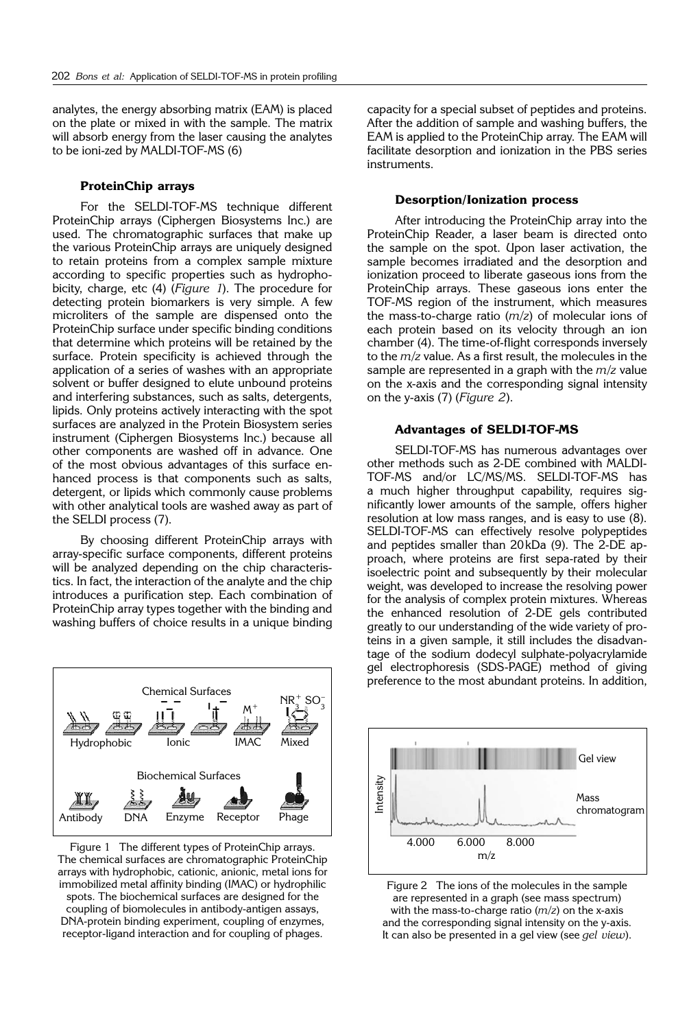analytes, the energy absorbing matrix (EAM) is placed on the plate or mixed in with the sample. The matrix will absorb energy from the laser causing the analytes to be ioni-zed by MALDI-TOF-MS (6)

### ProteinChip arrays

For the SELDI-TOF-MS technique different ProteinChip arrays (Ciphergen Biosystems Inc.) are used. The chromatographic surfaces that make up the various ProteinChip arrays are uniquely designed to retain proteins from a complex sample mixture according to specific properties such as hydrophobicity, charge, etc (4) (*Figure 1*). The procedure for detecting protein biomarkers is very simple. A few microliters of the sample are dispensed onto the ProteinChip surface under specific binding conditions that determine which proteins will be retained by the surface. Protein specificity is achieved through the application of a series of washes with an appropriate solvent or buffer designed to elute unbound proteins and interfering substances, such as salts, detergents, lipids. Only proteins actively interacting with the spot surfaces are analyzed in the Protein Biosystem series instrument (Ciphergen Biosystems Inc.) because all other components are washed off in advance. One of the most obvious advantages of this surface enhanced process is that components such as salts, detergent, or lipids which commonly cause problems with other analytical tools are washed away as part of the SELDI process (7).

By choosing different ProteinChip arrays with array-specific surface components, different proteins will be analyzed depending on the chip characteristics. In fact, the interaction of the analyte and the chip introduces a purification step. Each combination of ProteinChip array types together with the binding and washing buffers of choice results in a unique binding capacity for a special subset of peptides and proteins. After the addition of sample and washing buffers, the EAM is applied to the ProteinChip array. The EAM will facilitate desorption and ionization in the PBS series instruments.

Chemical Surfaces

Hydrophobic Ionic IMAC Mixed

$M^+$ $NR_3^+$ $SO_3^-$

Biochemical Surfaces

Antibody DNA Enzyme Receptor Phage

Figure 1 The different types of ProteinChip arrays. The chemical surfaces are chromatographic ProteinChip arrays with hydrophobic, cationic, anionic, metal ions for immobilized metal affinity binding (IMAC) or hydrophilic spots. The biochemical surfaces are designed for the coupling of biomolecules in antibody-antigen assays, DNA-protein binding experiment, coupling of enzymes, receptor-ligand interaction and for coupling of phages.

### Desorption/Ionization process

After introducing the ProteinChip array into the ProteinChip Reader, a laser beam is directed onto the sample on the spot. Upon laser activation, the sample becomes irradiated and the desorption and ionization proceed to liberate gaseous ions from the ProteinChip arrays. These gaseous ions enter the TOF-MS region of the instrument, which measures the mass-to-charge ratio (*m/z*) of molecular ions of each protein based on its velocity through an ion chamber (4). The time-of-flight corresponds inversely to the *m/z* value. As a first result, the molecules in the sample are represented in a graph with the *m/z* value on the x-axis and the corresponding signal intensity on the y-axis (7) (*Figure 2*).

### Advantages of SELDI-TOF-MS

SELDI-TOF-MS has numerous advantages over other methods such as 2-DE combined with MALDI-TOF-MS and/or LC/MS/MS. SELDI-TOF-MS has a much higher throughput capability, requires significantly lower amounts of the sample, offers higher resolution at low mass ranges, and is easy to use (8). SELDI-TOF-MS can effectively resolve polypeptides and peptides smaller than 20 kDa (9). The 2-DE approach, where proteins are first sepa-rated by their isoelectric point and subsequently by their molecular weight, was developed to increase the resolving power for the analysis of complex protein mixtures. Whereas the enhanced resolution of 2-DE gels contributed greatly to our understanding of the wide variety of proteins in a given sample, it still includes the disadvantage of the sodium dodecyl sulphate-polyacrylamide gel electrophoresis (SDS-PAGE) method of giving preference to the most abundant proteins. In addition,

Gel view

Mass chromatogram

Intensity

4.000 6.000 8.000

m/z

Figure 2 The ions of the molecules in the sample are represented in a graph (see mass spectrum) with the mass-to-charge ratio (*m/z*) on the x-axis and the corresponding signal intensity on the y-axis. It can also be presented in a gel view (see *gel view*).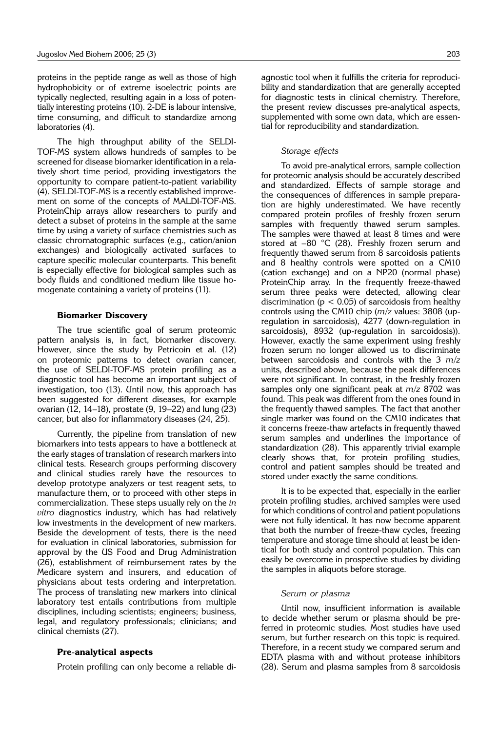proteins in the peptide range as well as those of high hydrophobicity or of extreme isoelectric points are typically neglected, resulting again in a loss of potentially interesting proteins (10). 2-DE is labour intensive, time consuming, and difficult to standardize among laboratories (4).

The high throughput ability of the SELDI-TOF-MS system allows hundreds of samples to be screened for disease biomarker identification in a relatively short time period, providing investigators the opportunity to compare patient-to-patient variability (4). SELDI-TOF-MS is a recently established improvement on some of the concepts of MALDI-TOF-MS. ProteinChip arrays allow researchers to purify and detect a subset of proteins in the sample at the same time by using a variety of surface chemistries such as classic chromatographic surfaces (e.g., cation/anion exchanges) and biologically activated surfaces to capture specific molecular counterparts. This benefit is especially effective for biological samples such as body fluids and conditioned medium like tissue homogenate containing a variety of proteins (11).

## Biomarker Discovery

The true scientific goal of serum proteomic pattern analysis is, in fact, biomarker discovery. However, since the study by Petricoin et al. (12) on proteomic patterns to detect ovarian cancer, the use of SELDI-TOF-MS protein profiling as a diagnostic tool has become an important subject of investigation, too (13). Until now, this approach has been suggested for different diseases, for example ovarian (12, 14–18), prostate (9, 19–22) and lung (23) cancer, but also for inflammatory diseases (24, 25).

Currently, the pipeline from translation of new biomarkers into tests appears to have a bottleneck at the early stages of translation of research markers into clinical tests. Research groups performing discovery and clinical studies rarely have the resources to develop prototype analyzers or test reagent sets, to manufacture them, or to proceed with other steps in commercialization. These steps usually rely on the *in vitro* diagnostics industry, which has had relatively low investments in the development of new markers. Beside the development of tests, there is the need for evaluation in clinical laboratories, submission for approval by the US Food and Drug Administration (26), establishment of reimbursement rates by the Medicare system and insurers, and education of physicians about tests ordering and interpretation. The process of translating new markers into clinical laboratory test entails contributions from multiple disciplines, including scientists; engineers; business, legal, and regulatory professionals; clinicians; and clinical chemists (27).

## Pre-analytical aspects

Protein profiling can only become a reliable diagnostic tool when it fulfills the criteria for reproducibility and standardization that are generally accepted for diagnostic tests in clinical chemistry. Therefore, the present review discusses pre-analytical aspects, supplemented with some own data, which are essential for reproducibility and standardization.

### *Storage effects*

To avoid pre-analytical errors, sample collection for proteomic analysis should be accurately described and standardized. Effects of sample storage and the consequences of differences in sample preparation are highly underestimated. We have recently compared protein profiles of freshly frozen serum samples with frequently thawed serum samples. The samples were thawed at least 8 times and were stored at –80 °C (28). Freshly frozen serum and frequently thawed serum from 8 sarcoidosis patients and 8 healthy controls were spotted on a CM10 (cation exchange) and on a NP20 (normal phase) ProteinChip array. In the frequently freeze-thawed serum three peaks were detected, allowing clear discrimination ($p < 0.05$) of sarcoidosis from healthy controls using the CM10 chip (*m/z* values: 3808 (up-regulation in sarcoidosis), 4277 (down-regulation in sarcoidosis), 8932 (up-regulation in sarcoidosis)). However, exactly the same experiment using freshly frozen serum no longer allowed us to discriminate between sarcoidosis and controls with the 3 *m/z* units, described above, because the peak differences were not significant. In contrast, in the freshly frozen samples only one significant peak at *m/z* 8702 was found. This peak was different from the ones found in the frequently thawed samples. The fact that another single marker was found on the CM10 indicates that it concerns freeze-thaw artefacts in frequently thawed serum samples and underlines the importance of standardization (28). This apparently trivial example clearly shows that, for protein profiling studies, control and patient samples should be treated and stored under exactly the same conditions.

It is to be expected that, especially in the earlier protein profiling studies, archived samples were used for which conditions of control and patient populations were not fully identical. It has now become apparent that both the number of freeze-thaw cycles, freezing temperature and storage time should at least be identical for both study and control population. This can easily be overcome in prospective studies by dividing the samples in aliquots before storage.

### *Serum or plasma*

Until now, insufficient information is available to decide whether serum or plasma should be preferred in proteomic studies. Most studies have used serum, but further research on this topic is required. Therefore, in a recent study we compared serum and EDTA plasma with and without protease inhibitors (28). Serum and plasma samples from 8 sarcoidosis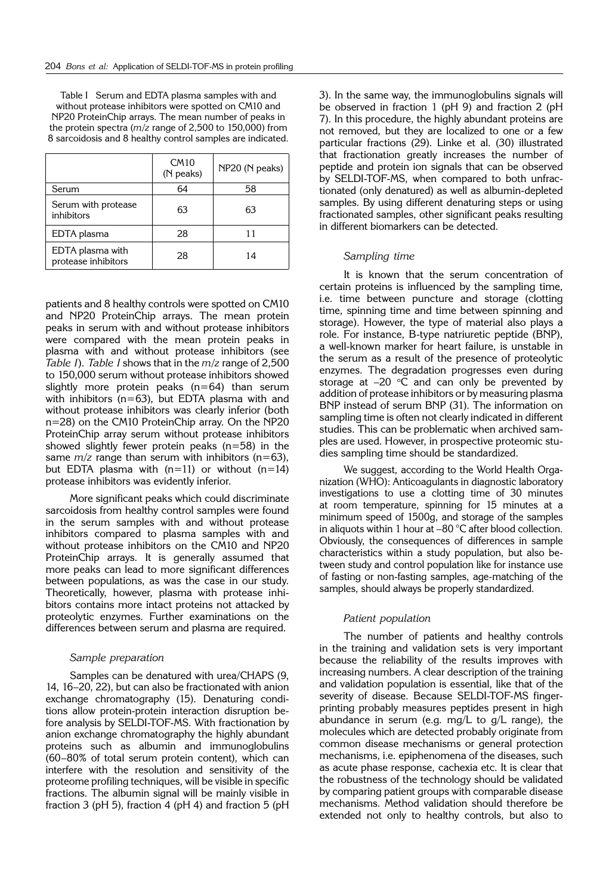Table I Serum and EDTA plasma samples with and without protease inhibitors were spotted on CM10 and NP20 ProteinChip arrays. The mean number of peaks in the protein spectra (*m/z* range of 2,500 to 150,000) from 8 sarcoidosis and 8 healthy control samples are indicated.

| | CM10 (N peaks) | NP20 (N peaks) |
|---|---|---|
| Serum | 64 | 58 |
| Serum with protease inhibitors | 63 | 63 |
| EDTA plasma | 28 | 11 |
| EDTA plasma with protease inhibitors | 28 | 14 |

patients and 8 healthy controls were spotted on CM10 and NP20 ProteinChip arrays. The mean protein peaks in serum with and without protease inhibitors were compared with the mean protein peaks in plasma with and without protease inhibitors (see *Table I*). *Table I* shows that in the *m/z* range of 2,500 to 150,000 serum without protease inhibitors showed slightly more protein peaks (n=64) than serum with inhibitors (n=63), but EDTA plasma with and without protease inhibitors was clearly inferior (both n=28) on the CM10 ProteinChip array. On the NP20 ProteinChip array serum without protease inhibitors showed slightly fewer protein peaks (n=58) in the same *m/z* range than serum with inhibitors (n=63), but EDTA plasma with (n=11) or without (n=14) protease inhibitors was evidently inferior.

More significant peaks which could discriminate sarcoidosis from healthy control samples were found in the serum samples with and without protease inhibitors compared to plasma samples with and without protease inhibitors on the CM10 and NP20 ProteinChip arrays. It is generally assumed that more peaks can lead to more significant differences between populations, as was the case in our study. Theoretically, however, plasma with protease inhibitors contains more intact proteins not attacked by proteolytic enzymes. Further examinations on the differences between serum and plasma are required.

### *Sample preparation*

Samples can be denatured with urea/CHAPS (9, 14, 16–20, 22), but can also be fractionated with anion exchange chromatography (15). Denaturing conditions allow protein-protein interaction disruption before analysis by SELDI-TOF-MS. With fractionation by anion exchange chromatography the highly abundant proteins such as albumin and immunoglobulins (60–80% of total serum protein content), which can interfere with the resolution and sensitivity of the proteome profiling techniques, will be visible in specific fractions. The albumin signal will be mainly visible in fraction 3 (pH 5), fraction 4 (pH 4) and fraction 5 (pH 3). In the same way, the immunoglobulins signals will be observed in fraction 1 (pH 9) and fraction 2 (pH 7). In this procedure, the highly abundant proteins are not removed, but they are localized to one or a few particular fractions (29). Linke et al. (30) illustrated that fractionation greatly increases the number of peptide and protein ion signals that can be observed by SELDI-TOF-MS, when compared to both unfractionated (only denatured) as well as albumin-depleted samples. By using different denaturing steps or using fractionated samples, other significant peaks resulting in different biomarkers can be detected.

### *Sampling time*

It is known that the serum concentration of certain proteins is influenced by the sampling time, i.e. time between puncture and storage (clotting time, spinning time and time between spinning and storage). However, the type of material also plays a role. For instance, B-type natriuretic peptide (BNP), a well-known marker for heart failure, is unstable in the serum as a result of the presence of proteolytic enzymes. The degradation progresses even during storage at –20 °C and can only be prevented by addition of protease inhibitors or by measuring plasma BNP instead of serum BNP (31). The information on sampling time is often not clearly indicated in different studies. This can be problematic when archived samples are used. However, in prospective proteomic studies sampling time should be standardized.

We suggest, according to the World Health Organization (WHO): Anticoagulants in diagnostic laboratory investigations to use a clotting time of 30 minutes at room temperature, spinning for 15 minutes at a minimum speed of 1500g, and storage of the samples in aliquots within 1 hour at –80 °C after blood collection. Obviously, the consequences of differences in sample characteristics within a study population, but also between study and control population like for instance use of fasting or non-fasting samples, age-matching of the samples, should always be properly standardized.

### *Patient population*

The number of patients and healthy controls in the training and validation sets is very important because the reliability of the results improves with increasing numbers. A clear description of the training and validation population is essential, like that of the severity of disease. Because SELDI-TOF-MS fingerprinting probably measures peptides present in high abundance in serum (e.g. mg/L to g/L range), the molecules which are detected probably originate from common disease mechanisms or general protection mechanisms, i.e. epiphenomena of the diseases, such as acute phase response, cachexia etc. It is clear that the robustness of the technology should be validated by comparing patient groups with comparable disease mechanisms. Method validation should therefore be extended not only to healthy controls, but also to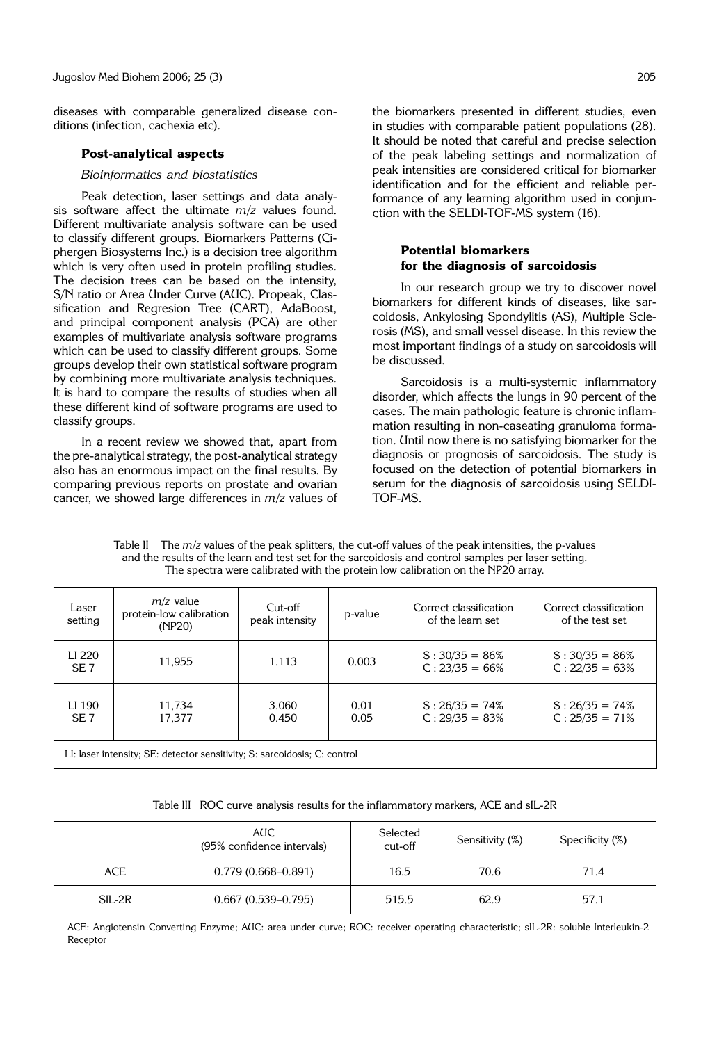diseases with comparable generalized disease conditions (infection, cachexia etc).

### Post-analytical aspects

*Bioinformatics and biostatistics*

Peak detection, laser settings and data analysis software affect the ultimate *m/z* values found. Different multivariate analysis software can be used to classify different groups. Biomarkers Patterns (Ciphergen Biosystems Inc.) is a decision tree algorithm which is very often used in protein profiling studies. The decision trees can be based on the intensity, S/N ratio or Area Under Curve (AUC). Propeak, Classification and Regresion Tree (CART), AdaBoost, and principal component analysis (PCA) are other examples of multivariate analysis software programs which can be used to classify different groups. Some groups develop their own statistical software program by combining more multivariate analysis techniques. It is hard to compare the results of studies when all these different kind of software programs are used to classify groups.

In a recent review we showed that, apart from the pre-analytical strategy, the post-analytical strategy also has an enormous impact on the final results. By comparing previous reports on prostate and ovarian cancer, we showed large differences in *m/z* values of the biomarkers presented in different studies, even in studies with comparable patient populations (28). It should be noted that careful and precise selection of the peak labeling settings and normalization of peak intensities are considered critical for biomarker identification and for the efficient and reliable performance of any learning algorithm used in conjunction with the SELDI-TOF-MS system (16).

### Potential biomarkers for the diagnosis of sarcoidosis

In our research group we try to discover novel biomarkers for different kinds of diseases, like sarcoidosis, Ankylosing Spondylitis (AS), Multiple Sclerosis (MS), and small vessel disease. In this review the most important findings of a study on sarcoidosis will be discussed.

Sarcoidosis is a multi-systemic inflammatory disorder, which affects the lungs in 90 percent of the cases. The main pathologic feature is chronic inflammation resulting in non-caseating granuloma formation. Until now there is no satisfying biomarker for the diagnosis or prognosis of sarcoidosis. The study is focused on the detection of potential biomarkers in serum for the diagnosis of sarcoidosis using SELDI-TOF-MS.

Table II The *m/z* values of the peak splitters, the cut-off values of the peak intensities, the p-values and the results of the learn and test set for the sarcoidosis and control samples per laser setting. The spectra were calibrated with the protein low calibration on the NP20 array.

| Laser setting | *m/z* value protein-low calibration (NP20) | Cut-off peak intensity | p-value | Correct classification of the learn set | Correct classification of the test set |
|---|---|---|---|---|---|
| LI 220 SE 7 | 11,955 | 1.113 | 0.003 | S : 30/35 = 86%<br>C : 23/35 = 66% | S : 30/35 = 86%<br>C : 22/35 = 63% |
| LI 190 SE 7 | 11,734<br>17,377 | 3.060<br>0.450 | 0.01<br>0.05 | S : 26/35 = 74%<br>C : 29/35 = 83% | S : 26/35 = 74%<br>C : 25/35 = 71% |

LI: laser intensity; SE: detector sensitivity; S: sarcoidosis; C: control

Table III ROC curve analysis results for the inflammatory markers, ACE and sIL-2R

| | AUC (95% confidence intervals) | Selected cut-off | Sensitivity (%) | Specificity (%) |
|---|---|---|---|---|
| ACE | 0.779 (0.668–0.891) | 16.5 | 70.6 | 71.4 |
| SIL-2R | 0.667 (0.539–0.795) | 515.5 | 62.9 | 57.1 |

ACE: Angiotensin Converting Enzyme; AUC: area under curve; ROC: receiver operating characteristic; sIL-2R: soluble Interleukin-2 Receptor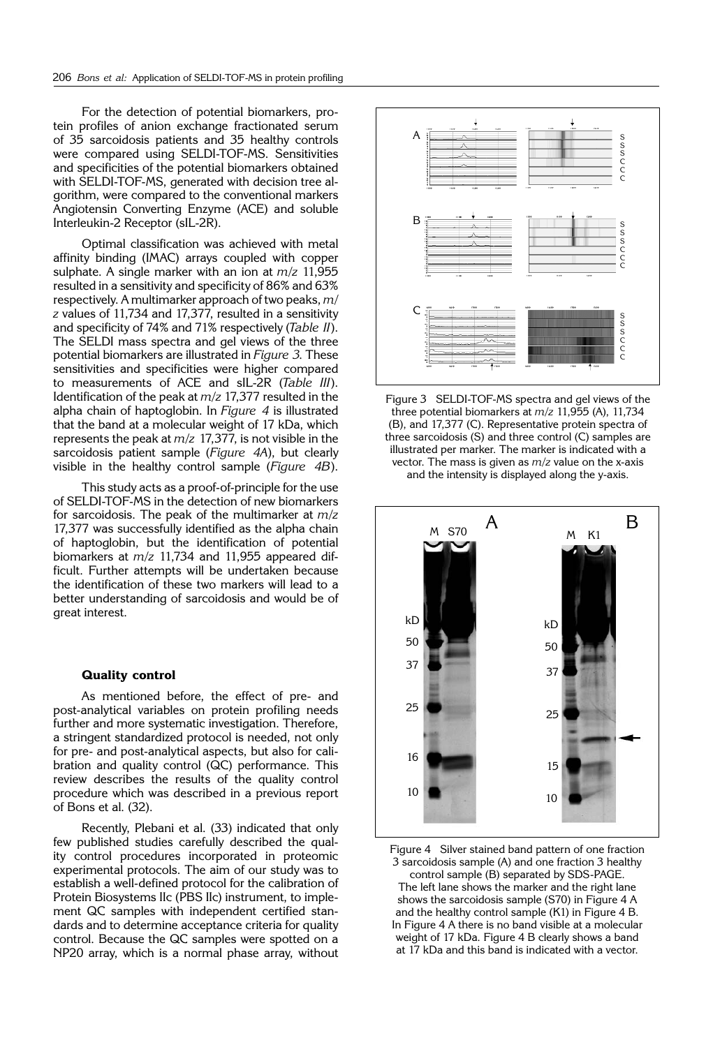For the detection of potential biomarkers, protein profiles of anion exchange fractionated serum of 35 sarcoidosis patients and 35 healthy controls were compared using SELDI-TOF-MS. Sensitivities and specificities of the potential biomarkers obtained with SELDI-TOF-MS, generated with decision tree algorithm, were compared to the conventional markers Angiotensin Converting Enzyme (ACE) and soluble Interleukin-2 Receptor (sIL-2R).

Optimal classification was achieved with metal affinity binding (IMAC) arrays coupled with copper sulphate. A single marker with an ion at *m/z* 11,955 resulted in a sensitivity and specificity of 86% and 63% respectively. A multimarker approach of two peaks, *m/z* values of 11,734 and 17,377, resulted in a sensitivity and specificity of 74% and 71% respectively (*Table II*). The SELDI mass spectra and gel views of the three potential biomarkers are illustrated in *Figure 3*. These sensitivities and specificities were higher compared to measurements of ACE and sIL-2R (*Table III*). Identification of the peak at *m/z* 17,377 resulted in the alpha chain of haptoglobin. In *Figure 4* is illustrated that the band at a molecular weight of 17 kDa, which represents the peak at *m/z* 17,377, is not visible in the sarcoidosis patient sample (*Figure 4A*), but clearly visible in the healthy control sample (*Figure 4B*).

This study acts as a proof-of-principle for the use of SELDI-TOF-MS in the detection of new biomarkers for sarcoidosis. The peak of the multimarker at *m/z* 17,377 was successfully identified as the alpha chain of haptoglobin, but the identification of potential biomarkers at *m/z* 11,734 and 11,955 appeared difficult. Further attempts will be undertaken because the identification of these two markers will lead to a better understanding of sarcoidosis and would be of great interest.

Figure 3 SELDI-TOF-MS spectra and gel views of the three potential biomarkers at *m/z* 11,955 (A), 11,734 (B), and 17,377 (C). Representative protein spectra of three sarcoidosis (S) and three control (C) samples are illustrated per marker. The marker is indicated with a vector. The mass is given as *m/z* value on the x-axis and the intensity is displayed along the y-axis.

Figure 4 Silver stained band pattern of one fraction 3 sarcoidosis sample (A) and one fraction 3 healthy control sample (B) separated by SDS-PAGE. The left lane shows the marker and the right lane shows the sarcoidosis sample (S70) in Figure 4 A and the healthy control sample (K1) in Figure 4 B. In Figure 4 A there is no band visible at a molecular weight of 17 kDa. Figure 4 B clearly shows a band at 17 kDa and this band is indicated with a vector.

#### Quality control

As mentioned before, the effect of pre- and post-analytical variables on protein profiling needs further and more systematic investigation. Therefore, a stringent standardized protocol is needed, not only for pre- and post-analytical aspects, but also for calibration and quality control (QC) performance. This review describes the results of the quality control procedure which was described in a previous report of Bons et al. (32).

Recently, Plebani et al. (33) indicated that only few published studies carefully described the quality control procedures incorporated in proteomic experimental protocols. The aim of our study was to establish a well-defined protocol for the calibration of Protein Biosystems IIc (PBS IIc) instrument, to implement QC samples with independent certified standards and to determine acceptance criteria for quality control. Because the QC samples were spotted on a NP20 array, which is a normal phase array, without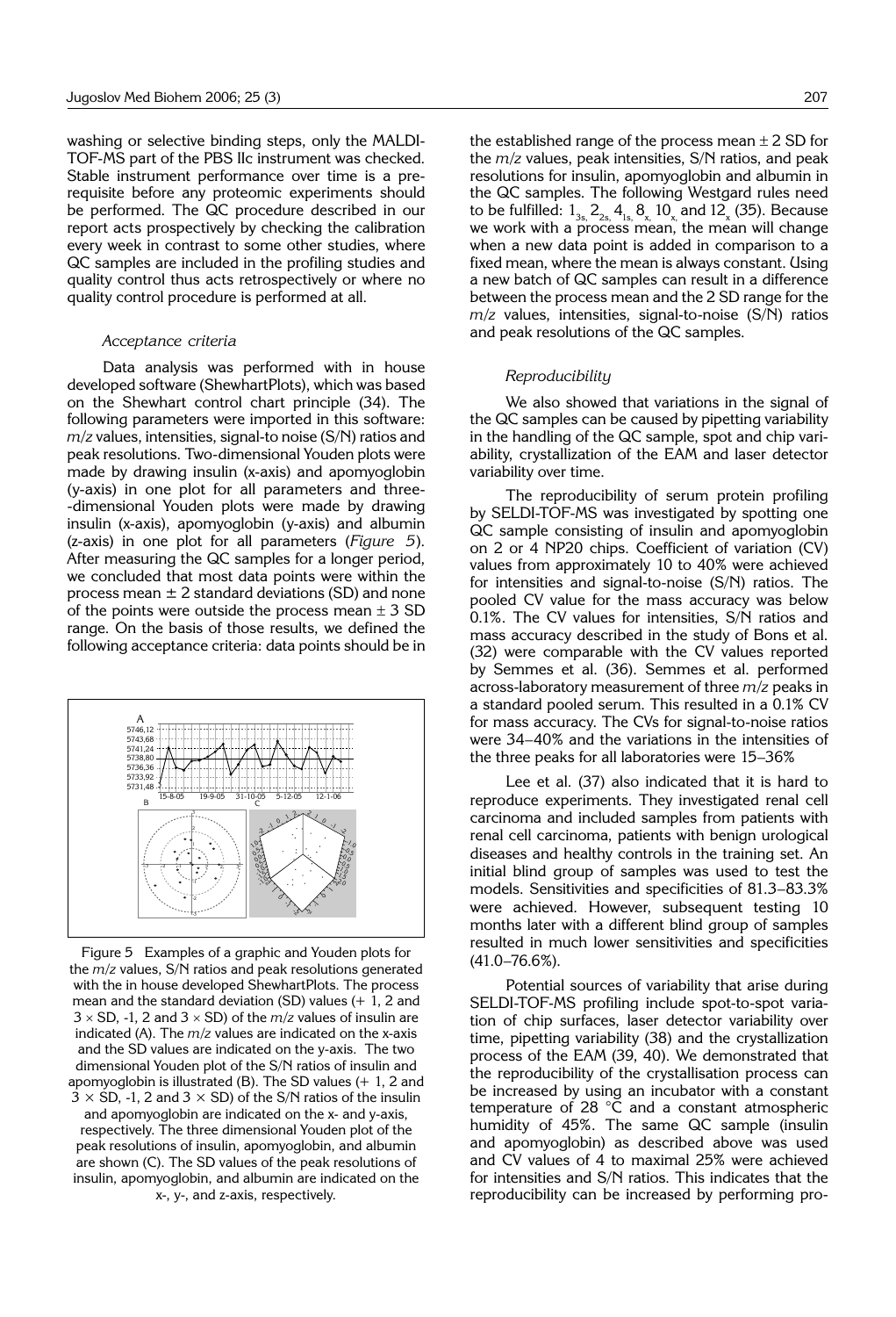washing or selective binding steps, only the MALDI-TOF-MS part of the PBS IIc instrument was checked. Stable instrument performance over time is a prerequisite before any proteomic experiments should be performed. The QC procedure described in our report acts prospectively by checking the calibration every week in contrast to some other studies, where QC samples are included in the profiling studies and quality control thus acts retrospectively or where no quality control procedure is performed at all.

### *Acceptance criteria*

Data analysis was performed with in house developed software (ShewhartPlots), which was based on the Shewhart control chart principle (34). The following parameters were imported in this software: *m/z* values, intensities, signal-to noise (S/N) ratios and peak resolutions. Two-dimensional Youden plots were made by drawing insulin (x-axis) and apomyoglobin (y-axis) in one plot for all parameters and three-dimensional Youden plots were made by drawing insulin (x-axis), apomyoglobin (y-axis) and albumin (z-axis) in one plot for all parameters (*Figure 5*). After measuring the QC samples for a longer period, we concluded that most data points were within the process mean ± 2 standard deviations (SD) and none of the points were outside the process mean ± 3 SD range. On the basis of those results, we defined the following acceptance criteria: data points should be in the established range of the process mean ± 2 SD for the *m/z* values, peak intensities, S/N ratios, and peak resolutions for insulin, apomyoglobin and albumin in the QC samples. The following Westgard rules need to be fulfilled: $1_{3s}$, $2_{2s}$, $4_{1s}$, $8_x$, $10_x$ and $12_x$ (35). Because we work with a process mean, the mean will change when a new data point is added in comparison to a fixed mean, where the mean is always constant. Using a new batch of QC samples can result in a difference between the process mean and the 2 SD range for the *m/z* values, intensities, signal-to-noise (S/N) ratios and peak resolutions of the QC samples.

Figure 5 Examples of a graphic and Youden plots for the *m/z* values, S/N ratios and peak resolutions generated with the in house developed ShewhartPlots. The process mean and the standard deviation (SD) values (+ 1, 2 and 3 × SD, -1, 2 and 3 × SD) of the *m/z* values of insulin are indicated (A). The *m/z* values are indicated on the x-axis and the SD values are indicated on the y-axis. The two dimensional Youden plot of the S/N ratios of insulin and apomyoglobin is illustrated (B). The SD values (+ 1, 2 and 3 × SD, -1, 2 and 3 × SD) of the S/N ratios of the insulin and apomyoglobin are indicated on the x- and y-axis, respectively. The three dimensional Youden plot of the peak resolutions of insulin, apomyoglobin, and albumin are shown (C). The SD values of the peak resolutions of insulin, apomyoglobin, and albumin are indicated on the x-, y-, and z-axis, respectively.

### *Reproducibility*

We also showed that variations in the signal of the QC samples can be caused by pipetting variability in the handling of the QC sample, spot and chip variability, crystallization of the EAM and laser detector variability over time.

The reproducibility of serum protein profiling by SELDI-TOF-MS was investigated by spotting one QC sample consisting of insulin and apomyoglobin on 2 or 4 NP20 chips. Coefficient of variation (CV) values from approximately 10 to 40% were achieved for intensities and signal-to-noise (S/N) ratios. The pooled CV value for the mass accuracy was below 0.1%. The CV values for intensities, S/N ratios and mass accuracy described in the study of Bons et al. (32) were comparable with the CV values reported by Semmes et al. (36). Semmes et al. performed across-laboratory measurement of three *m/z* peaks in a standard pooled serum. This resulted in a 0.1% CV for mass accuracy. The CVs for signal-to-noise ratios were 34–40% and the variations in the intensities of the three peaks for all laboratories were 15–36%

Lee et al. (37) also indicated that it is hard to reproduce experiments. They investigated renal cell carcinoma and included samples from patients with renal cell carcinoma, patients with benign urological diseases and healthy controls in the training set. An initial blind group of samples was used to test the models. Sensitivities and specificities of 81.3–83.3% were achieved. However, subsequent testing 10 months later with a different blind group of samples resulted in much lower sensitivities and specificities (41.0–76.6%).

Potential sources of variability that arise during SELDI-TOF-MS profiling include spot-to-spot variation of chip surfaces, laser detector variability over time, pipetting variability (38) and the crystallization process of the EAM (39, 40). We demonstrated that the reproducibility of the crystallisation process can be increased by using an incubator with a constant temperature of 28 °C and a constant atmospheric humidity of 45%. The same QC sample (insulin and apomyoglobin) as described above was used and CV values of 4 to maximal 25% were achieved for intensities and S/N ratios. This indicates that the reproducibility can be increased by performing pro-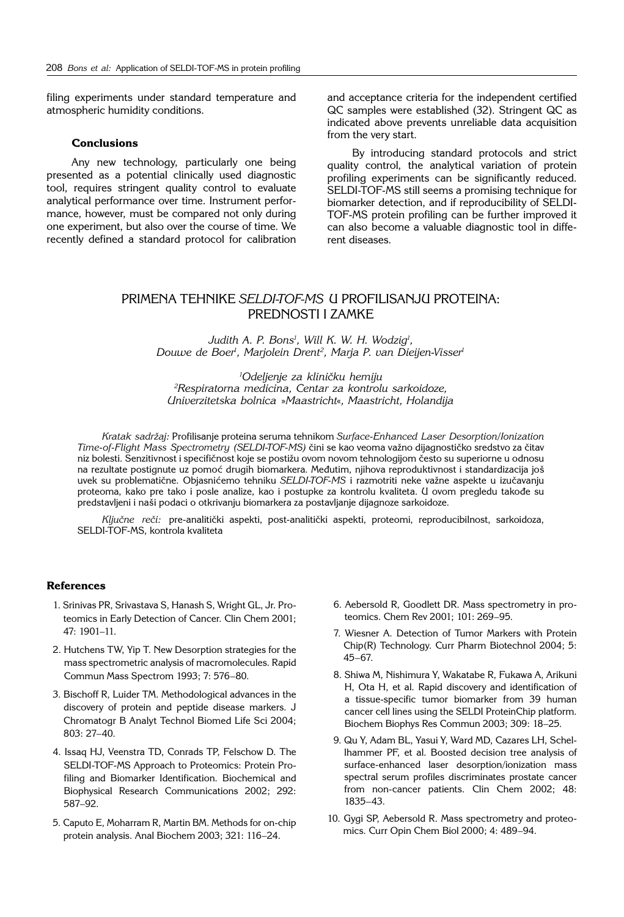filing experiments under standard temperature and atmospheric humidity conditions.

### Conclusions

Any new technology, particularly one being presented as a potential clinically used diagnostic tool, requires stringent quality control to evaluate analytical performance over time. Instrument performance, however, must be compared not only during one experiment, but also over the course of time. We recently defined a standard protocol for calibration and acceptance criteria for the independent certified QC samples were established (32). Stringent QC as indicated above prevents unreliable data acquisition from the very start.

By introducing standard protocols and strict quality control, the analytical variation of protein profiling experiments can be significantly reduced. SELDI-TOF-MS still seems a promising technique for biomarker detection, and if reproducibility of SELDI-TOF-MS protein profiling can be further improved it can also become a valuable diagnostic tool in different diseases.

## PRIMENA TEHNIKE *SELDI-TOF-MS* U PROFILISANJU PROTEINA: PREDNOSTI I ZAMKE

*Judith A. P. Bons[1], Will K. W. H. Wodzig[1], Douwe de Boer[1], Marjolein Drent[2], Marja P. van Dieijen-Visser[1]*

*[1]Odeljenje za kliničku hemiju*
*[2]Respiratorna medicina, Centar za kontrolu sarkoidoze, Univerzitetska bolnica »Maastricht«, Maastricht, Holandija*

*Kratak sadržaj:* Profilisanje proteina seruma tehnikom *Surface-Enhanced Laser Desorption/Ionization Time-of-Flight Mass Spectrometry (SELDI-TOF-MS)* čini se kao veoma važno dijagnostičko sredstvo za čitav niz bolesti. Senzitivnost i specifičnost koje se postižu ovom novom tehnologijom često su superiorne u odnosu na rezultate postignute uz pomoć drugih biomarkera. Međutim, njihova reproduktivnost i standardizacija još uvek su problematične. Objasnićemo tehniku *SELDI-TOF-MS* i razmotriti neke važne aspekte u izučavanju proteoma, kako pre tako i posle analize, kao i postupke za kontrolu kvaliteta. U ovom pregledu takođe su predstavljeni i naši podaci o otkrivanju biomarkera za postavljanje dijagnoze sarkoidoze.

*Ključne reči:* pre-analitički aspekti, post-analitički aspekti, proteomi, reproducibilnost, sarkoidoza, SELDI-TOF-MS, kontrola kvaliteta

### References

1. Srinivas PR, Srivastava S, Hanash S, Wright GL, Jr. Proteomics in Early Detection of Cancer. Clin Chem 2001; 47: 1901–11.
2. Hutchens TW, Yip T. New Desorption strategies for the mass spectrometric analysis of macromolecules. Rapid Commun Mass Spectrom 1993; 7: 576–80.
3. Bischoff R, Luider TM. Methodological advances in the discovery of protein and peptide disease markers. J Chromatogr B Analyt Technol Biomed Life Sci 2004; 803: 27–40.
4. Issaq HJ, Veenstra TD, Conrads TP, Felschow D. The SELDI-TOF-MS Approach to Proteomics: Protein Profiling and Biomarker Identification. Biochemical and Biophysical Research Communications 2002; 292: 587–92.
5. Caputo E, Moharram R, Martin BM. Methods for on-chip protein analysis. Anal Biochem 2003; 321: 116–24.
6. Aebersold R, Goodlett DR. Mass spectrometry in proteomics. Chem Rev 2001; 101: 269–95.
7. Wiesner A. Detection of Tumor Markers with Protein Chip(R) Technology. Curr Pharm Biotechnol 2004; 5: 45–67.
8. Shiwa M, Nishimura Y, Wakatabe R, Fukawa A, Arikuni H, Ota H, et al. Rapid discovery and identification of a tissue-specific tumor biomarker from 39 human cancer cell lines using the SELDI ProteinChip platform. Biochem Biophys Res Commun 2003; 309: 18–25.
9. Qu Y, Adam BL, Yasui Y, Ward MD, Cazares LH, Schellhammer PF, et al. Boosted decision tree analysis of surface-enhanced laser desorption/ionization mass spectral serum profiles discriminates prostate cancer from non-cancer patients. Clin Chem 2002; 48: 1835–43.
10. Gygi SP, Aebersold R. Mass spectrometry and proteomics. Curr Opin Chem Biol 2000; 4: 489–94.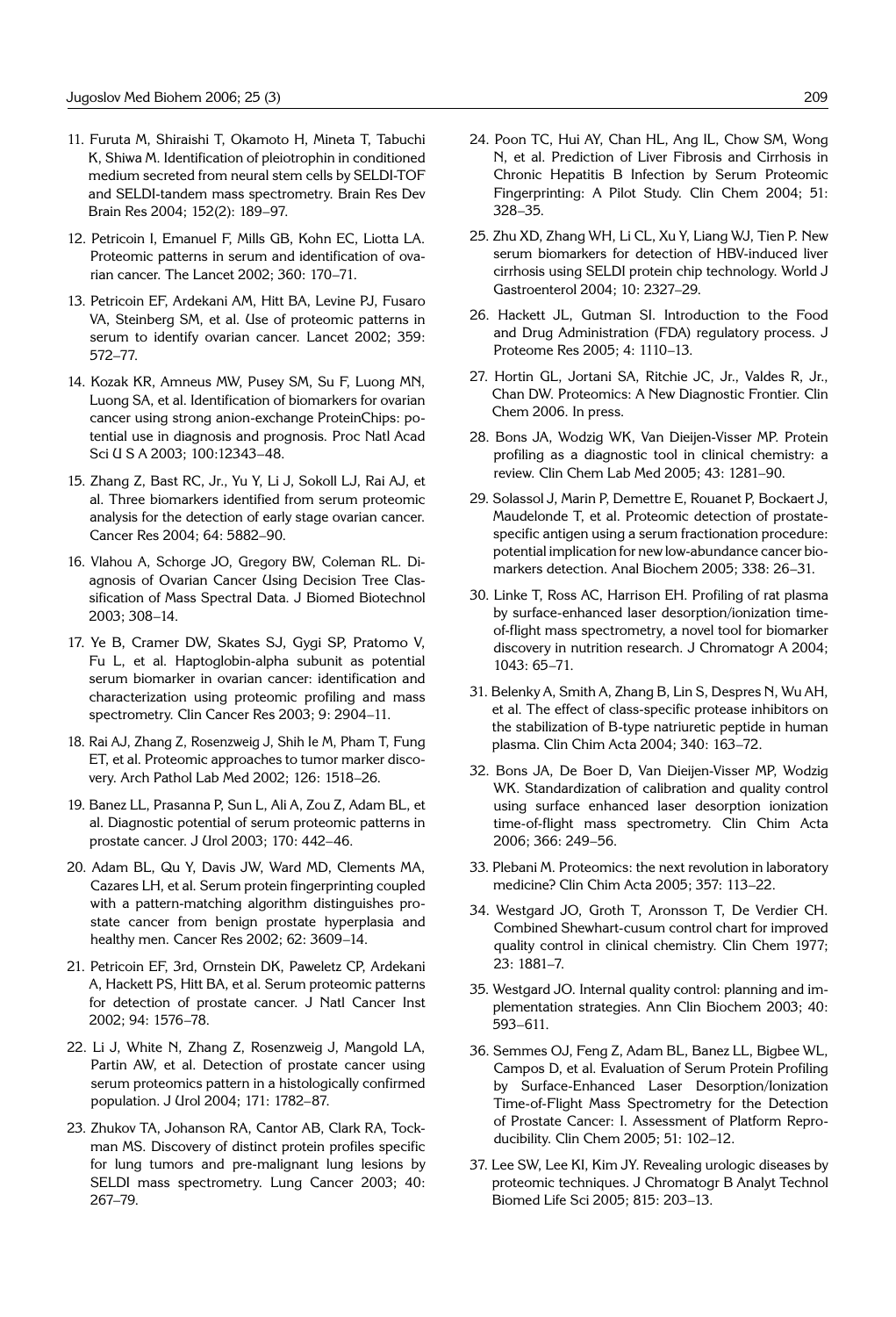11. Furuta M, Shiraishi T, Okamoto H, Mineta T, Tabuchi K, Shiwa M. Identification of pleiotrophin in conditioned medium secreted from neural stem cells by SELDI-TOF and SELDI-tandem mass spectrometry. Brain Res Dev Brain Res 2004; 152(2): 189–97.

12. Petricoin I, Emanuel F, Mills GB, Kohn EC, Liotta LA. Proteomic patterns in serum and identification of ovarian cancer. The Lancet 2002; 360: 170–71.

13. Petricoin EF, Ardekani AM, Hitt BA, Levine PJ, Fusaro VA, Steinberg SM, et al. Use of proteomic patterns in serum to identify ovarian cancer. Lancet 2002; 359: 572–77.

14. Kozak KR, Amneus MW, Pusey SM, Su F, Luong MN, Luong SA, et al. Identification of biomarkers for ovarian cancer using strong anion-exchange ProteinChips: potential use in diagnosis and prognosis. Proc Natl Acad Sci U S A 2003; 100:12343–48.

15. Zhang Z, Bast RC, Jr., Yu Y, Li J, Sokoll LJ, Rai AJ, et al. Three biomarkers identified from serum proteomic analysis for the detection of early stage ovarian cancer. Cancer Res 2004; 64: 5882–90.

16. Vlahou A, Schorge JO, Gregory BW, Coleman RL. Diagnosis of Ovarian Cancer Using Decision Tree Classification of Mass Spectral Data. J Biomed Biotechnol 2003; 308–14.

17. Ye B, Cramer DW, Skates SJ, Gygi SP, Pratomo V, Fu L, et al. Haptoglobin-alpha subunit as potential serum biomarker in ovarian cancer: identification and characterization using proteomic profiling and mass spectrometry. Clin Cancer Res 2003; 9: 2904–11.

18. Rai AJ, Zhang Z, Rosenzweig J, Shih Ie M, Pham T, Fung ET, et al. Proteomic approaches to tumor marker discovery. Arch Pathol Lab Med 2002; 126: 1518–26.

19. Banez LL, Prasanna P, Sun L, Ali A, Zou Z, Adam BL, et al. Diagnostic potential of serum proteomic patterns in prostate cancer. J Urol 2003; 170: 442–46.

20. Adam BL, Qu Y, Davis JW, Ward MD, Clements MA, Cazares LH, et al. Serum protein fingerprinting coupled with a pattern-matching algorithm distinguishes prostate cancer from benign prostate hyperplasia and healthy men. Cancer Res 2002; 62: 3609–14.

21. Petricoin EF, 3rd, Ornstein DK, Paweletz CP, Ardekani A, Hackett PS, Hitt BA, et al. Serum proteomic patterns for detection of prostate cancer. J Natl Cancer Inst 2002; 94: 1576–78.

22. Li J, White N, Zhang Z, Rosenzweig J, Mangold LA, Partin AW, et al. Detection of prostate cancer using serum proteomics pattern in a histologically confirmed population. J Urol 2004; 171: 1782–87.

23. Zhukov TA, Johanson RA, Cantor AB, Clark RA, Tockman MS. Discovery of distinct protein profiles specific for lung tumors and pre-malignant lung lesions by SELDI mass spectrometry. Lung Cancer 2003; 40: 267–79.

24. Poon TC, Hui AY, Chan HL, Ang IL, Chow SM, Wong N, et al. Prediction of Liver Fibrosis and Cirrhosis in Chronic Hepatitis B Infection by Serum Proteomic Fingerprinting: A Pilot Study. Clin Chem 2004; 51: 328–35.

25. Zhu XD, Zhang WH, Li CL, Xu Y, Liang WJ, Tien P. New serum biomarkers for detection of HBV-induced liver cirrhosis using SELDI protein chip technology. World J Gastroenterol 2004; 10: 2327–29.

26. Hackett JL, Gutman SI. Introduction to the Food and Drug Administration (FDA) regulatory process. J Proteome Res 2005; 4: 1110–13.

27. Hortin GL, Jortani SA, Ritchie JC, Jr., Valdes R, Jr., Chan DW. Proteomics: A New Diagnostic Frontier. Clin Chem 2006. In press.

28. Bons JA, Wodzig WK, Van Dieijen-Visser MP. Protein profiling as a diagnostic tool in clinical chemistry: a review. Clin Chem Lab Med 2005; 43: 1281–90.

29. Solassol J, Marin P, Demettre E, Rouanet P, Bockaert J, Maudelonde T, et al. Proteomic detection of prostate-specific antigen using a serum fractionation procedure: potential implication for new low-abundance cancer biomarkers detection. Anal Biochem 2005; 338: 26–31.

30. Linke T, Ross AC, Harrison EH. Profiling of rat plasma by surface-enhanced laser desorption/ionization time-of-flight mass spectrometry, a novel tool for biomarker discovery in nutrition research. J Chromatogr A 2004; 1043: 65–71.

31. Belenky A, Smith A, Zhang B, Lin S, Despres N, Wu AH, et al. The effect of class-specific protease inhibitors on the stabilization of B-type natriuretic peptide in human plasma. Clin Chim Acta 2004; 340: 163–72.

32. Bons JA, De Boer D, Van Dieijen-Visser MP, Wodzig WK. Standardization of calibration and quality control using surface enhanced laser desorption ionization time-of-flight mass spectrometry. Clin Chim Acta 2006; 366: 249–56.

33. Plebani M. Proteomics: the next revolution in laboratory medicine? Clin Chim Acta 2005; 357: 113–22.

34. Westgard JO, Groth T, Aronsson T, De Verdier CH. Combined Shewhart-cusum control chart for improved quality control in clinical chemistry. Clin Chem 1977; 23: 1881–7.

35. Westgard JO. Internal quality control: planning and implementation strategies. Ann Clin Biochem 2003; 40: 593–611.

36. Semmes OJ, Feng Z, Adam BL, Banez LL, Bigbee WL, Campos D, et al. Evaluation of Serum Protein Profiling by Surface-Enhanced Laser Desorption/Ionization Time-of-Flight Mass Spectrometry for the Detection of Prostate Cancer: I. Assessment of Platform Reproducibility. Clin Chem 2005; 51: 102–12.

37. Lee SW, Lee KI, Kim JY. Revealing urologic diseases by proteomic techniques. J Chromatogr B Analyt Technol Biomed Life Sci 2005; 815: 203–13.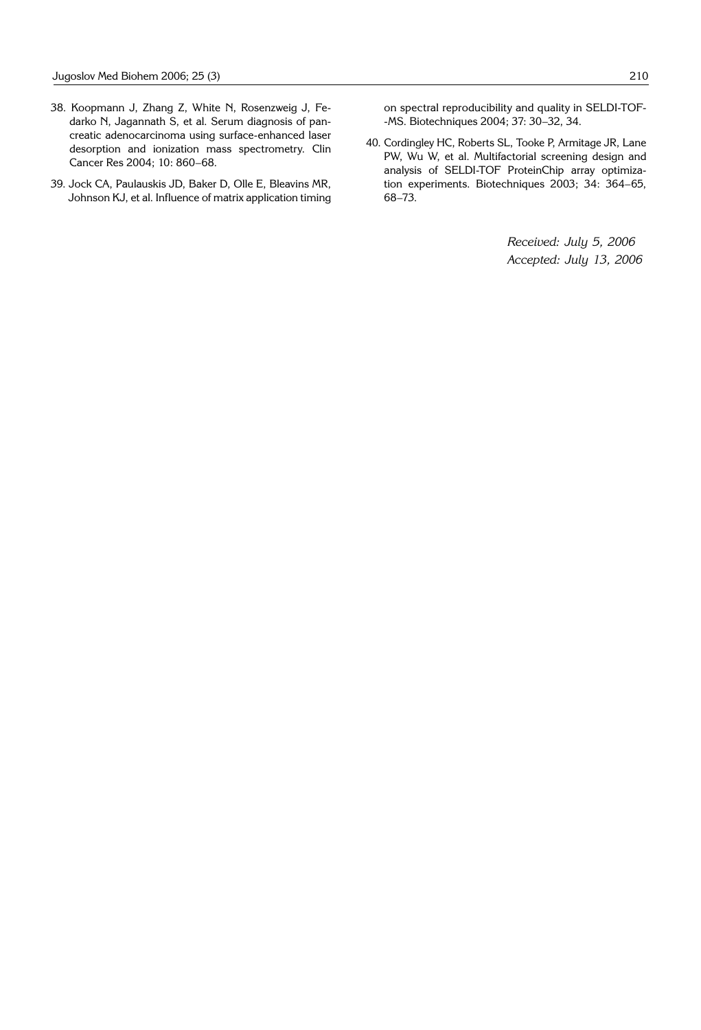38. Koopmann J, Zhang Z, White N, Rosenzweig J, Fedarko N, Jagannath S, et al. Serum diagnosis of pancreatic adenocarcinoma using surface-enhanced laser desorption and ionization mass spectrometry. Clin Cancer Res 2004; 10: 860–68.

39. Jock CA, Paulauskis JD, Baker D, Olle E, Bleavins MR, Johnson KJ, et al. Influence of matrix application timing on spectral reproducibility and quality in SELDI-TOF-MS. Biotechniques 2004; 37: 30–32, 34.

40. Cordingley HC, Roberts SL, Tooke P, Armitage JR, Lane PW, Wu W, et al. Multifactorial screening design and analysis of SELDI-TOF ProteinChip array optimization experiments. Biotechniques 2003; 34: 364–65, 68–73.

*Received: July 5, 2006*
*Accepted: July 13, 2006*